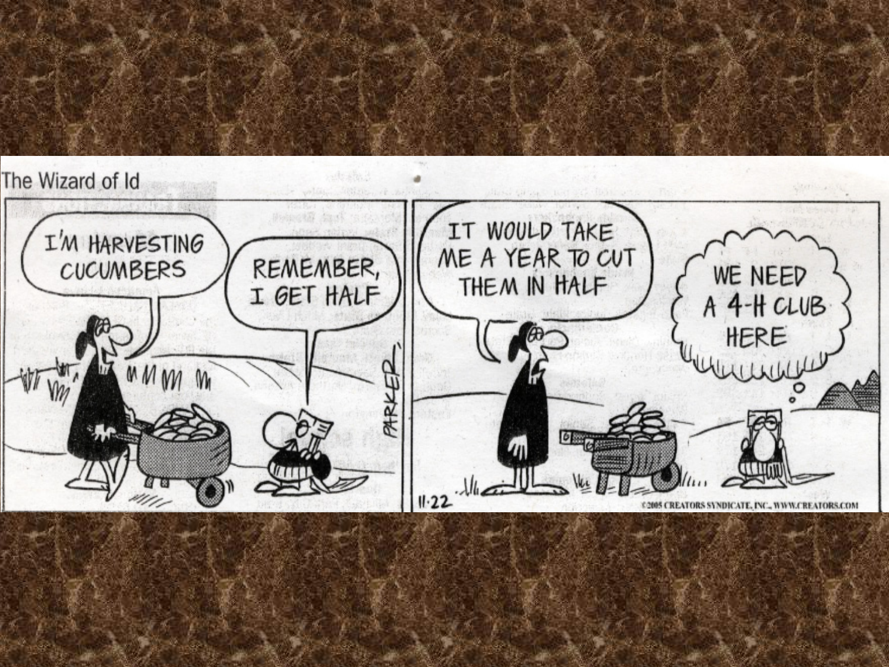The Wizard of Id

I'M HARVESTING CUCUMBERS

REMEMBER, I GET HALF

IT WOULD TAKE ME A YEAR TO CUT THEM IN HALF

WE NEED A 4-H CLUB HERE

PARKER

11·22

©2005 CREATORS SYNDICATE, INC., WWW.CREATORS.COM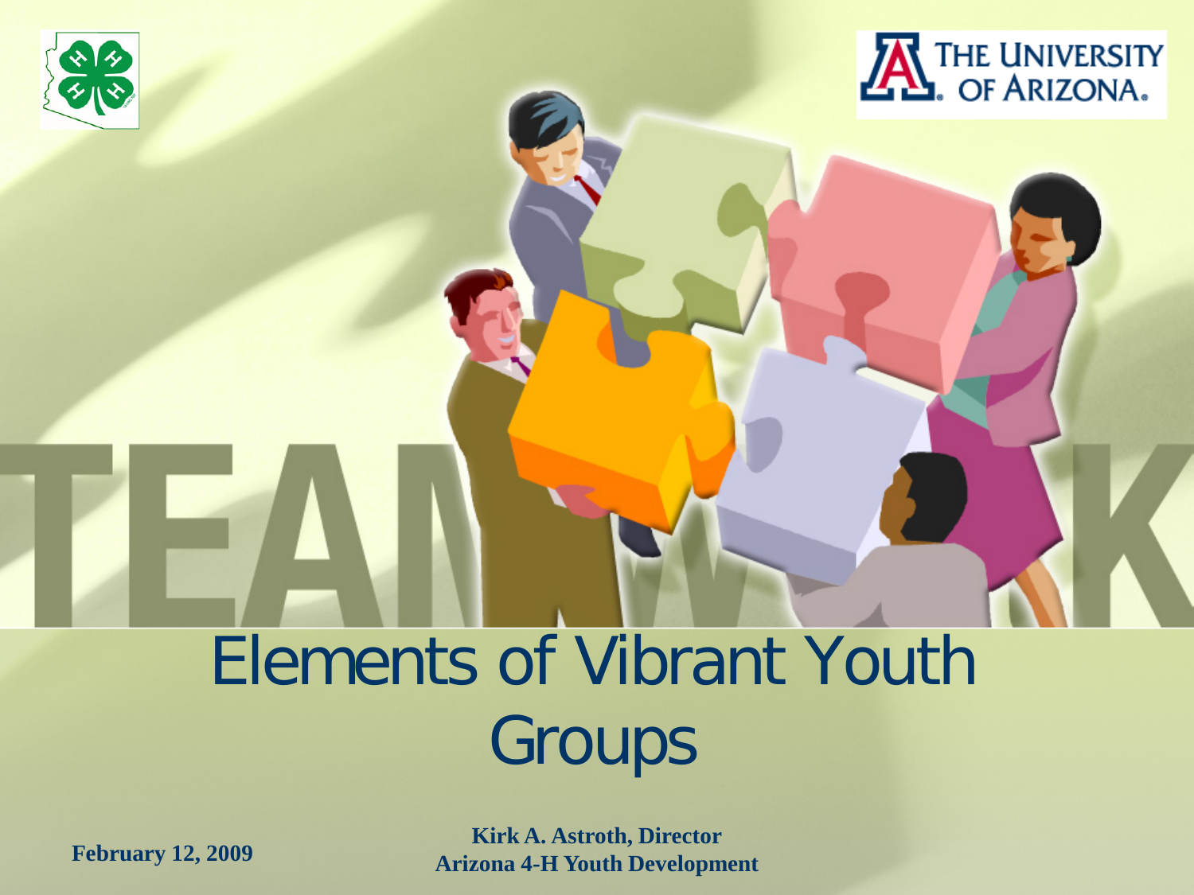# Elements of Vibrant Youth Groups

**February 12, 2009**

**Kirk A. Astroth, Director**
**Arizona 4-H Youth Development**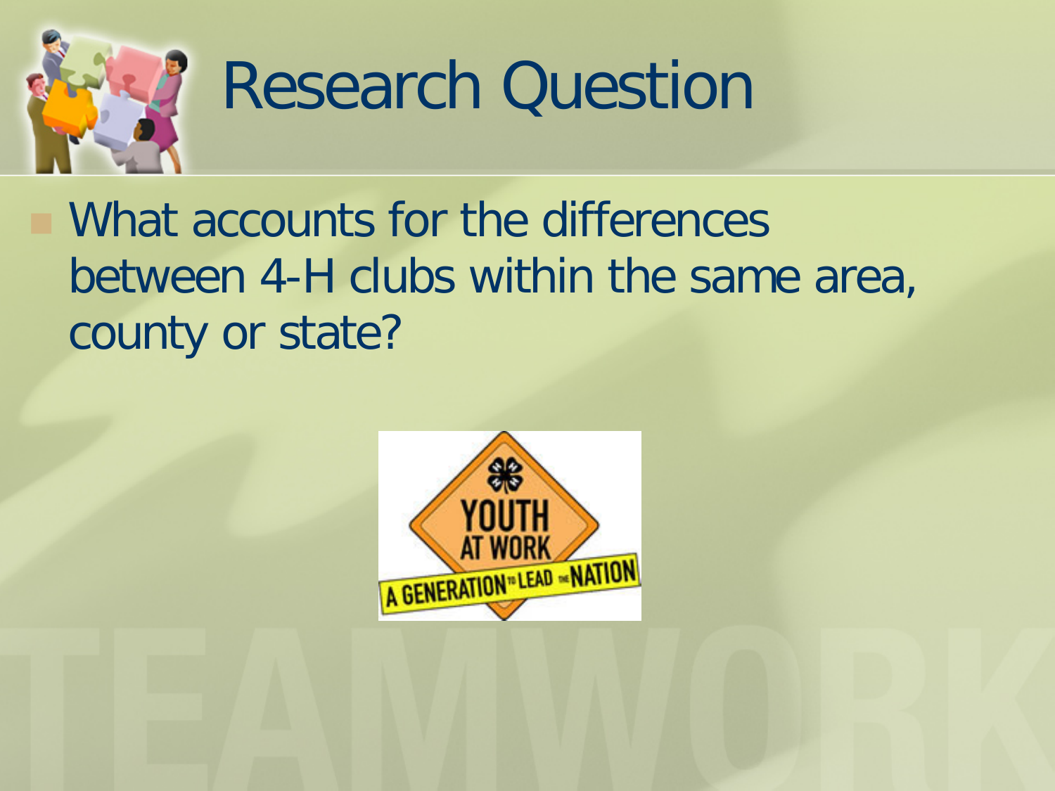# Research Question

- What accounts for the differences between 4-H clubs within the same area, county or state?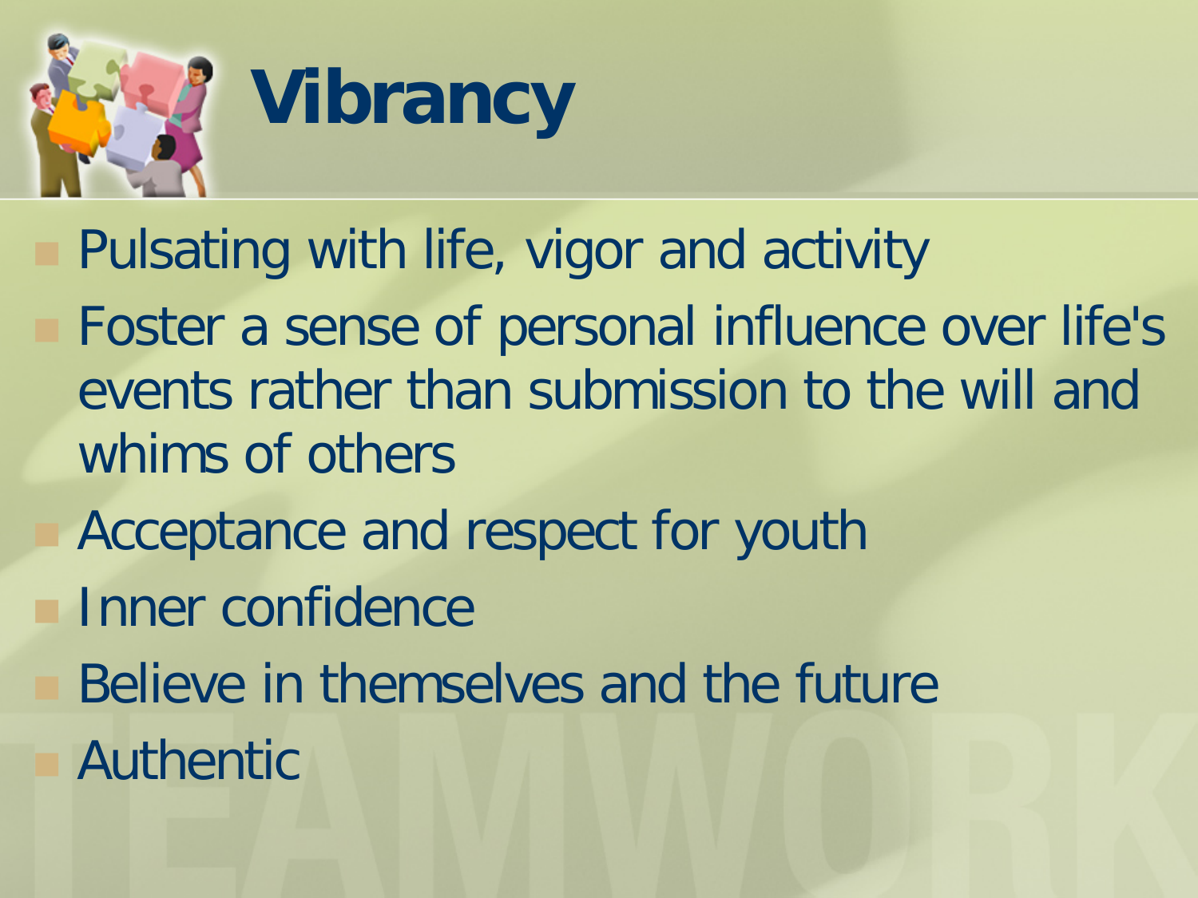# Vibrancy

- Pulsating with life, vigor and activity
- Foster a sense of personal influence over life's events rather than submission to the will and whims of others
- Acceptance and respect for youth
- Inner confidence
- Believe in themselves and the future
- Authentic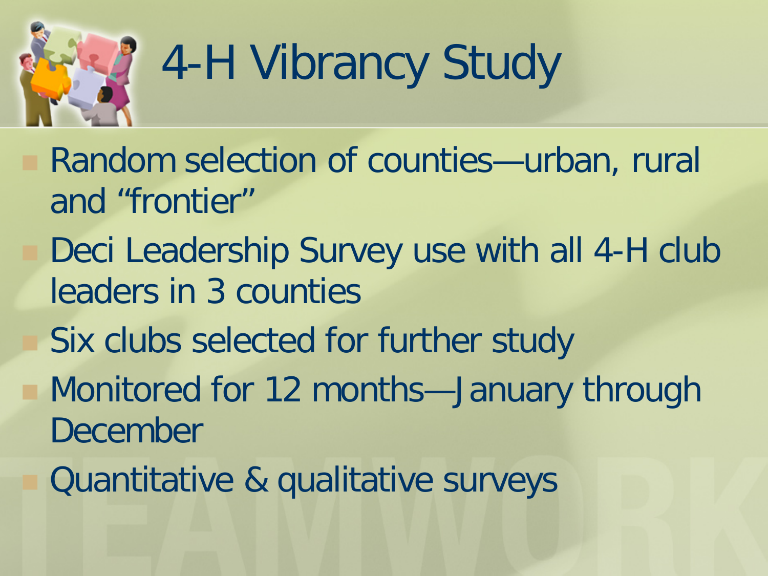# 4-H Vibrancy Study

- Random selection of counties—urban, rural and “frontier”
- Deci Leadership Survey use with all 4-H club leaders in 3 counties
- Six clubs selected for further study
- Monitored for 12 months—January through December
- Quantitative & qualitative surveys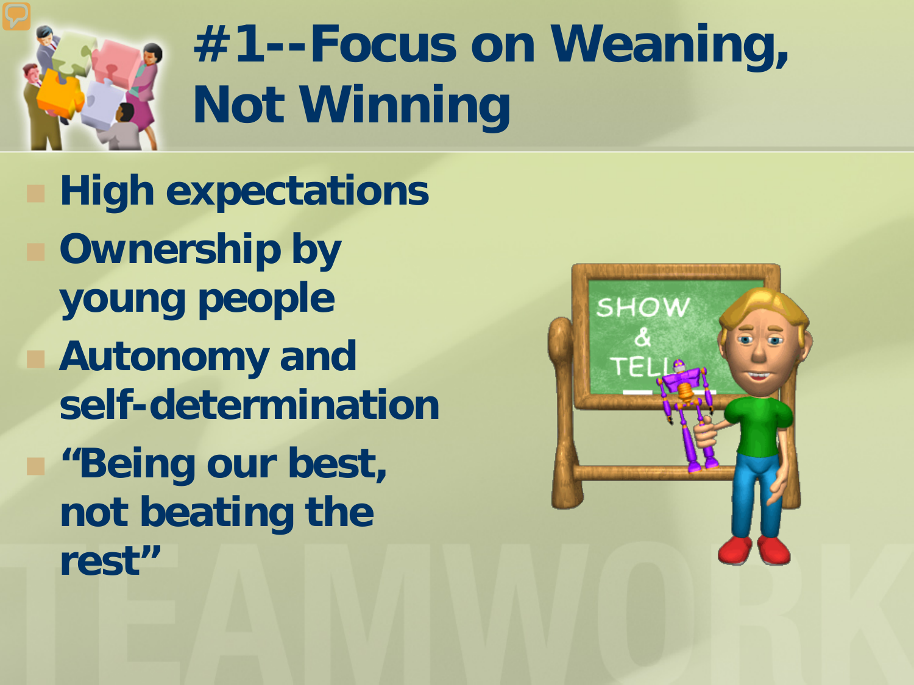# #1--Focus on Weaning, Not Winning

- High expectations
- Ownership by young people
- Autonomy and self-determination
- "Being our best, not beating the rest"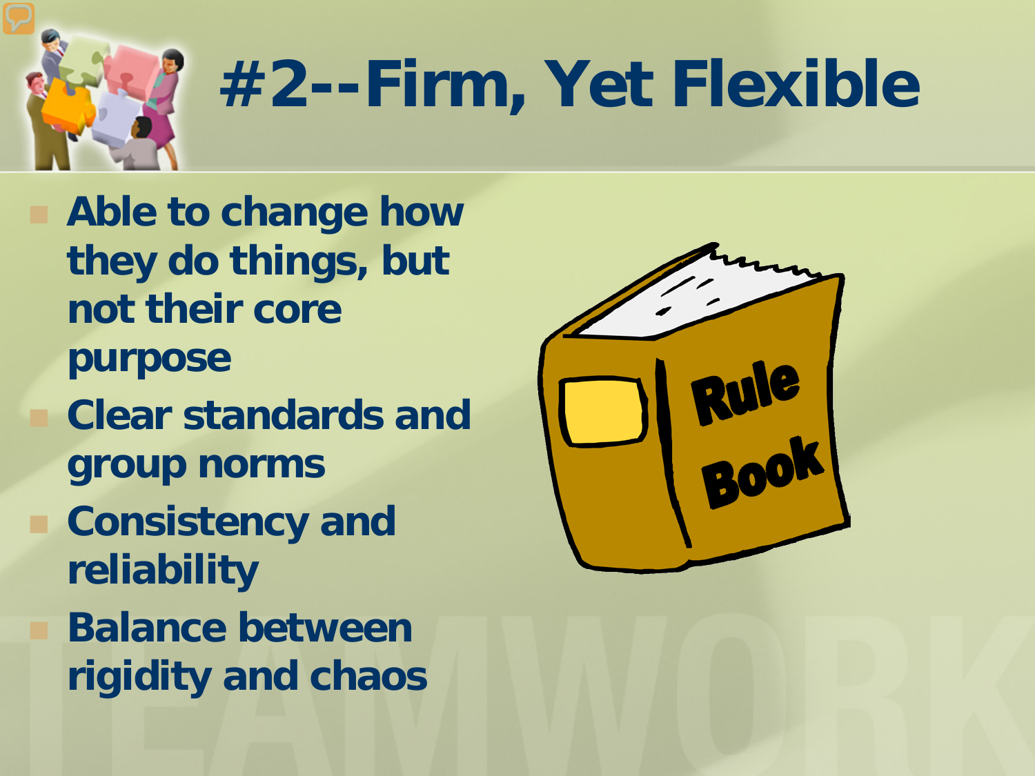# #2--Firm, Yet Flexible

- Able to change how they do things, but not their core purpose
- Clear standards and group norms
- Consistency and reliability
- Balance between rigidity and chaos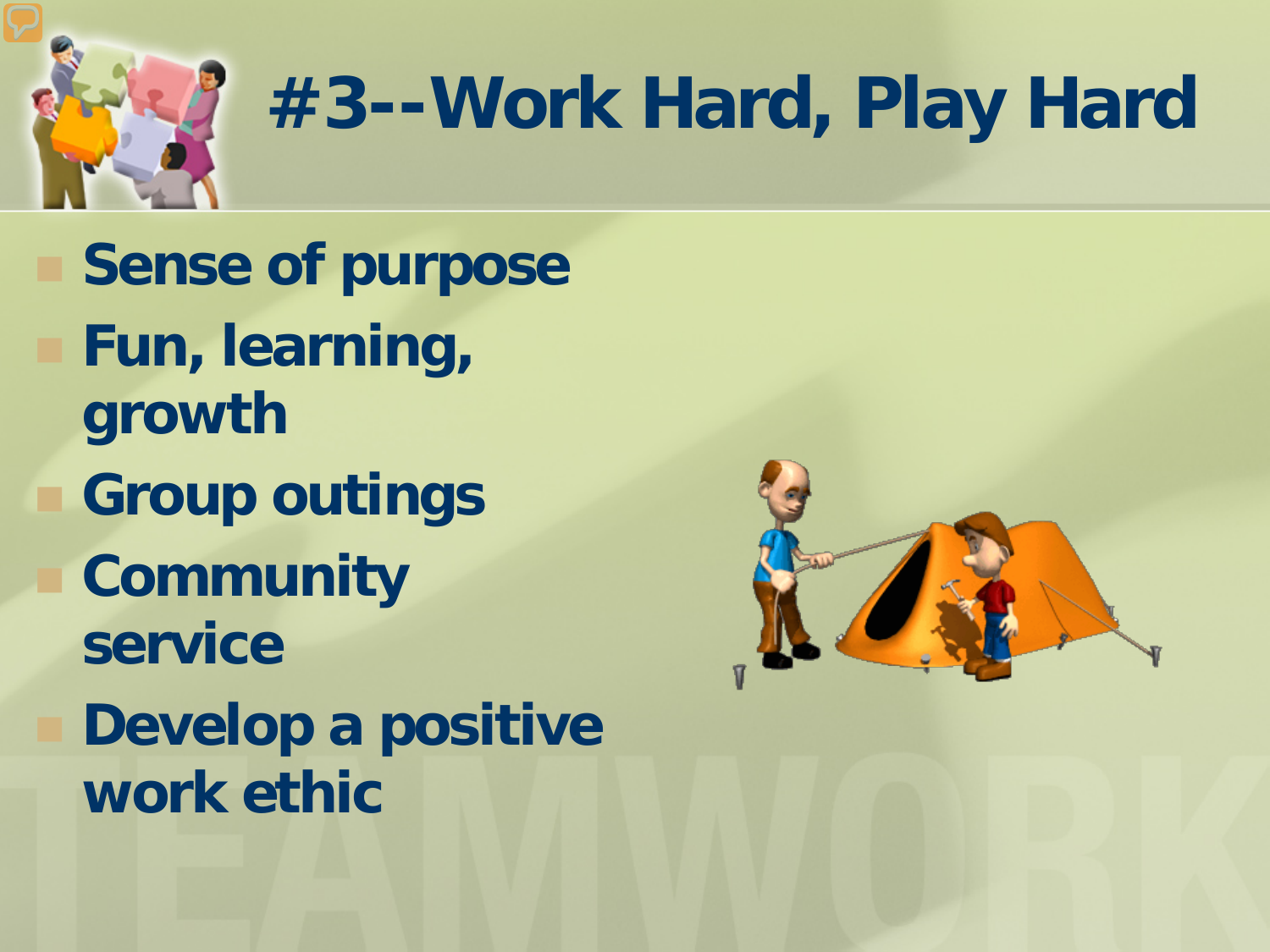# #3--Work Hard, Play Hard

- Sense of purpose
- Fun, learning, growth
- Group outings
- Community service
- Develop a positive work ethic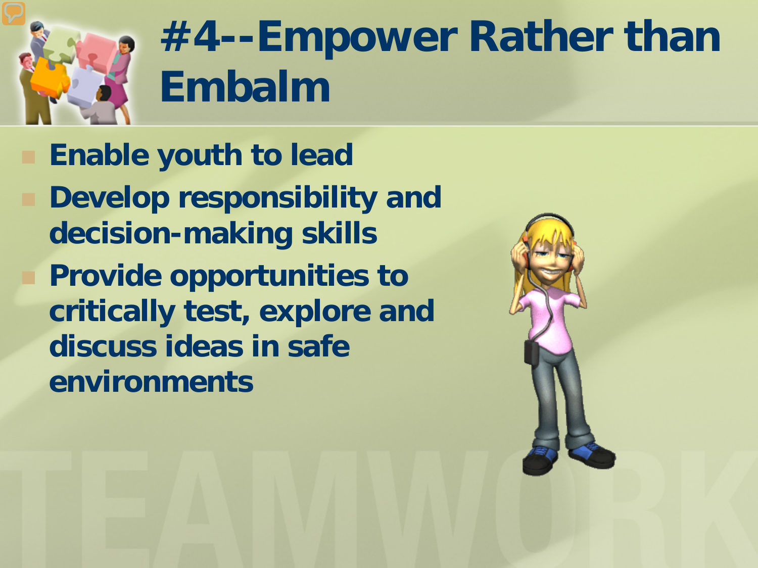# #4--Empower Rather than Embalm

- Enable youth to lead
- Develop responsibility and decision-making skills
- Provide opportunities to critically test, explore and discuss ideas in safe environments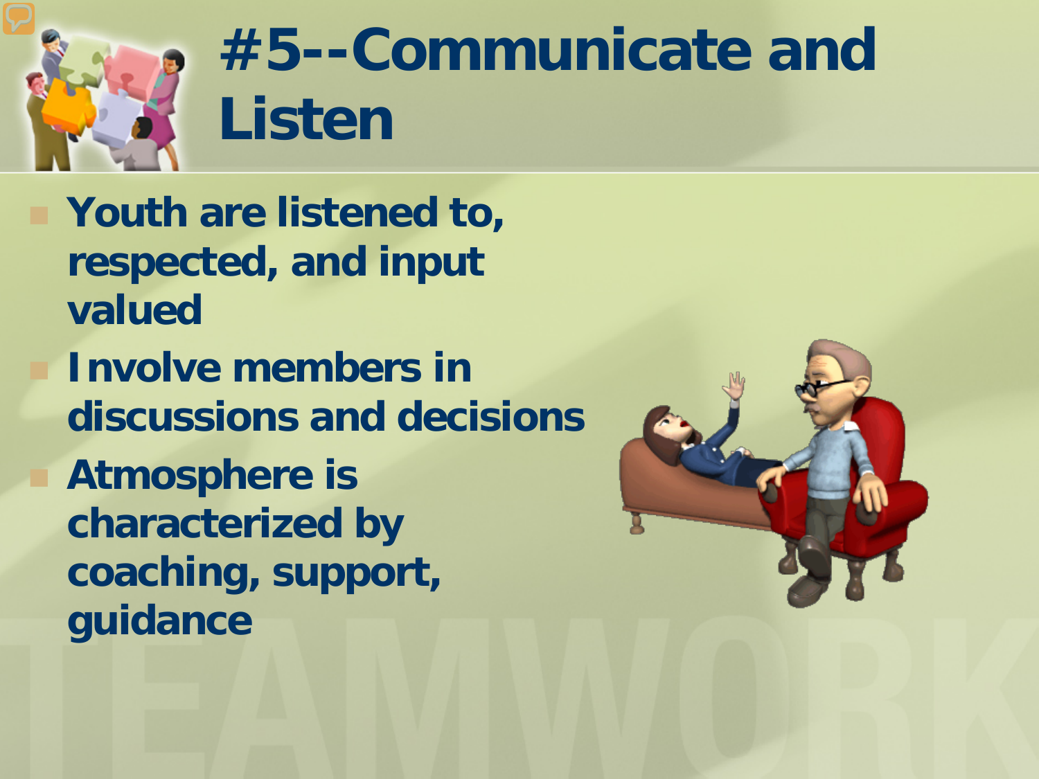# #5--Communicate and Listen

- Youth are listened to, respected, and input valued
- Involve members in discussions and decisions
- Atmosphere is characterized by coaching, support, guidance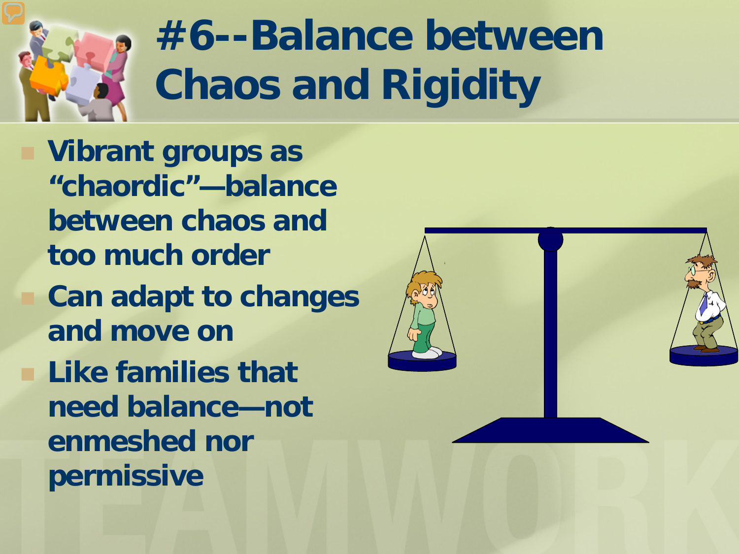# #6--Balance between Chaos and Rigidity

- Vibrant groups as "chaordic"—balance between chaos and too much order
- Can adapt to changes and move on
- Like families that need balance—not enmeshed nor permissive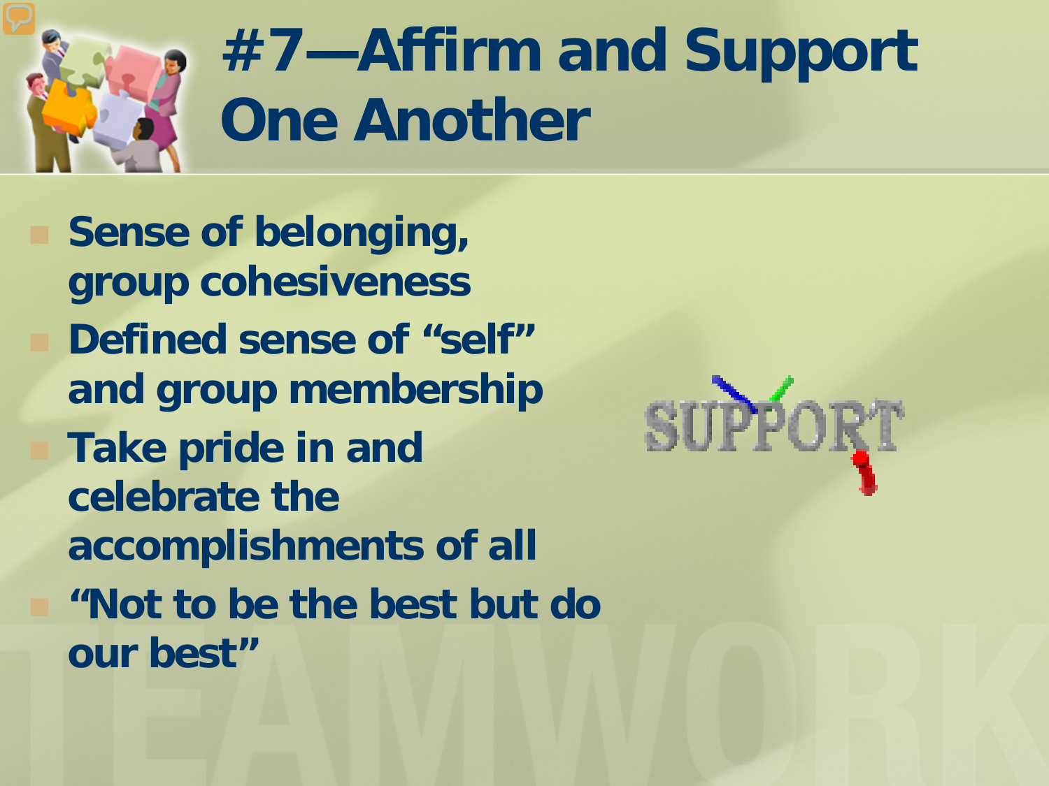# #7—Affirm and Support One Another

- Sense of belonging, group cohesiveness
- Defined sense of "self" and group membership
- Take pride in and celebrate the accomplishments of all
- "Not to be the best but do our best"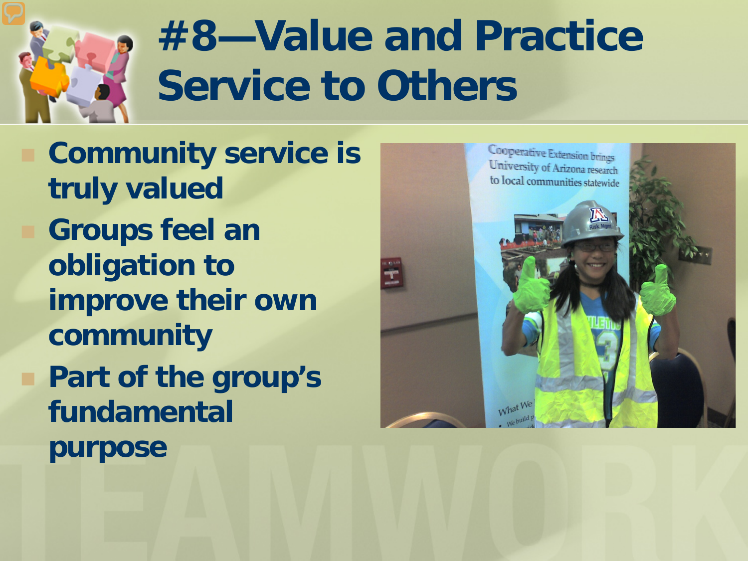# #8—Value and Practice Service to Others

- Community service is truly valued
- Groups feel an obligation to improve their own community
- Part of the group's fundamental purpose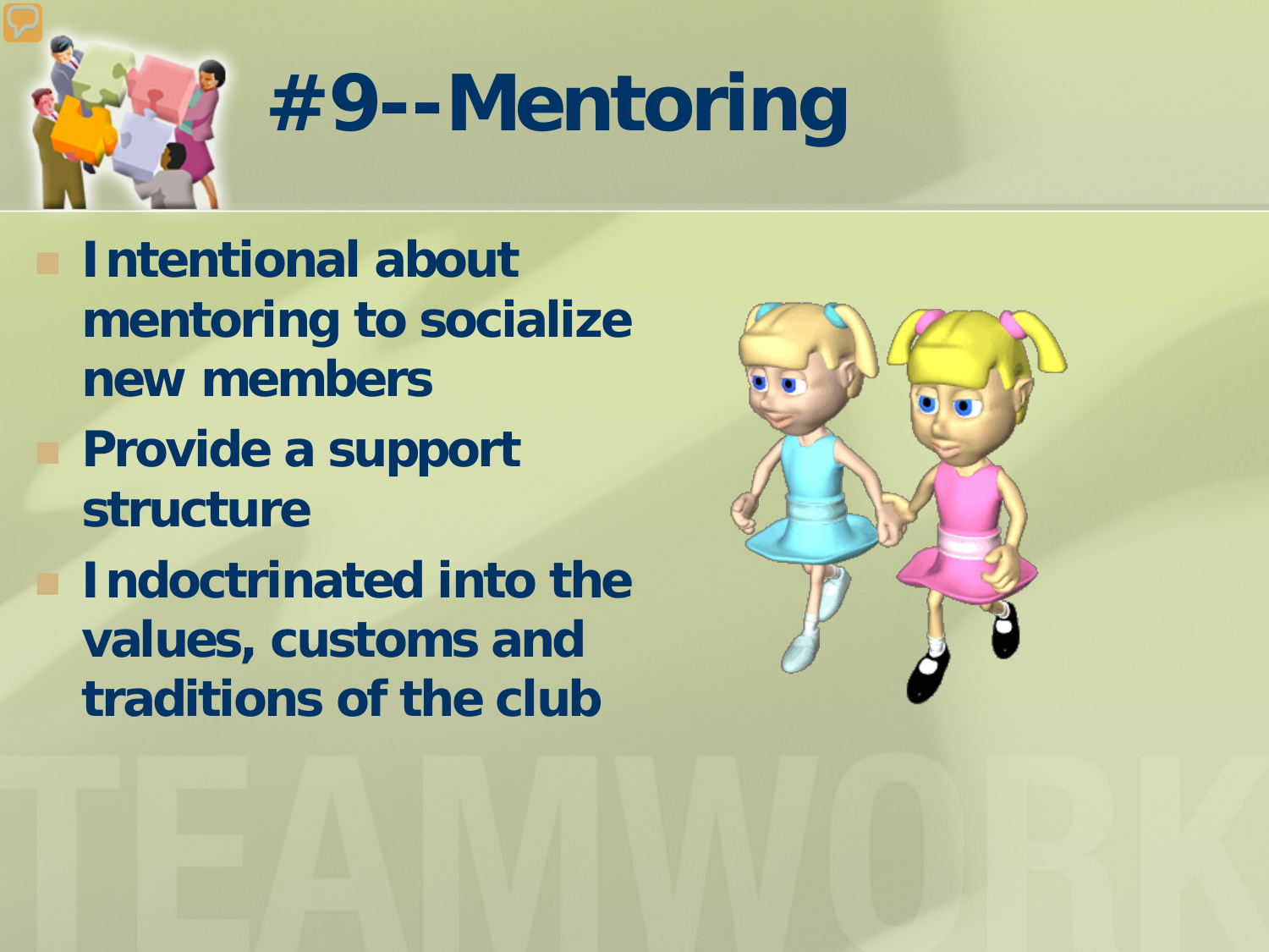# #9--Mentoring

- Intentional about mentoring to socialize new members
- Provide a support structure
- Indoctrinated into the values, customs and traditions of the club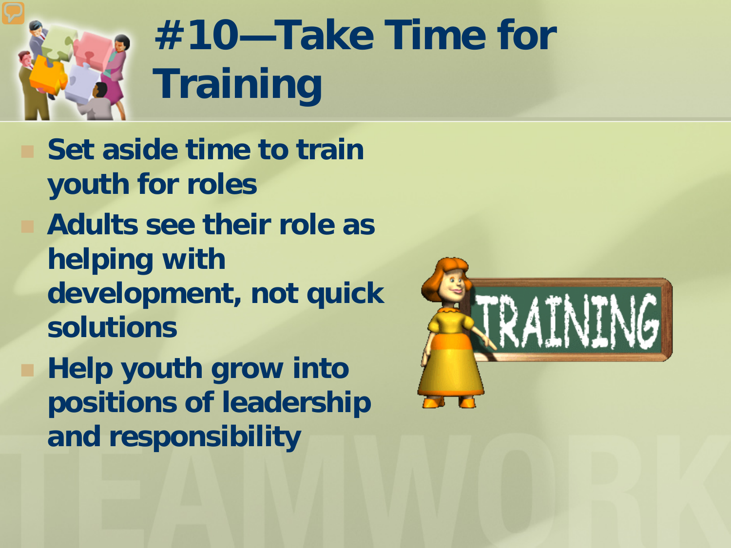# #10—Take Time for Training

- Set aside time to train youth for roles
- Adults see their role as helping with development, not quick solutions
- Help youth grow into positions of leadership and responsibility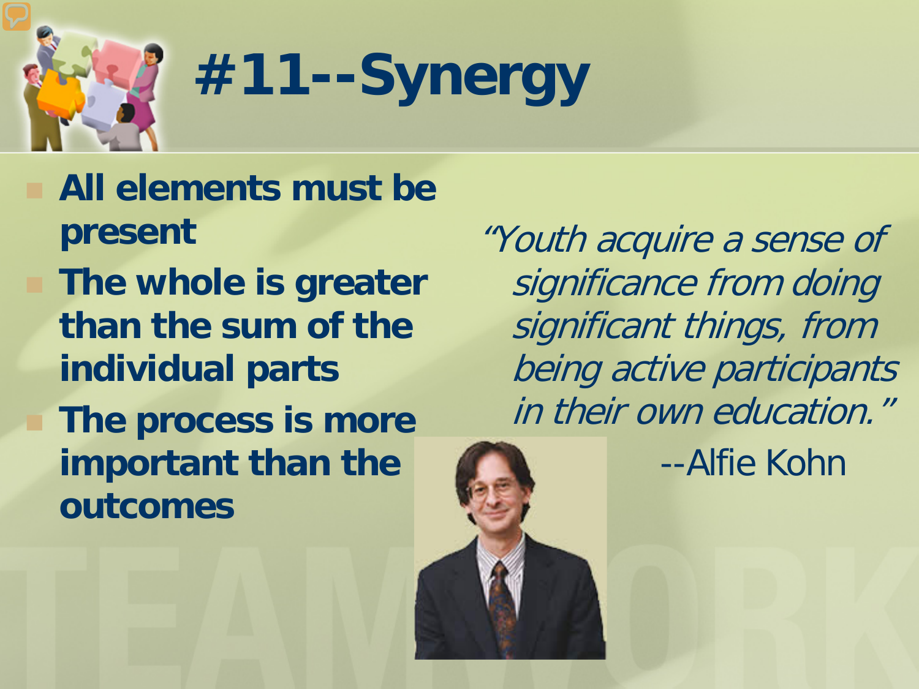# #11--Synergy

- **All elements must be present**
- **The whole is greater than the sum of the individual parts**
- **The process is more important than the outcomes**

*"Youth acquire a sense of significance from doing significant things, from being active participants in their own education."*

--Alfie Kohn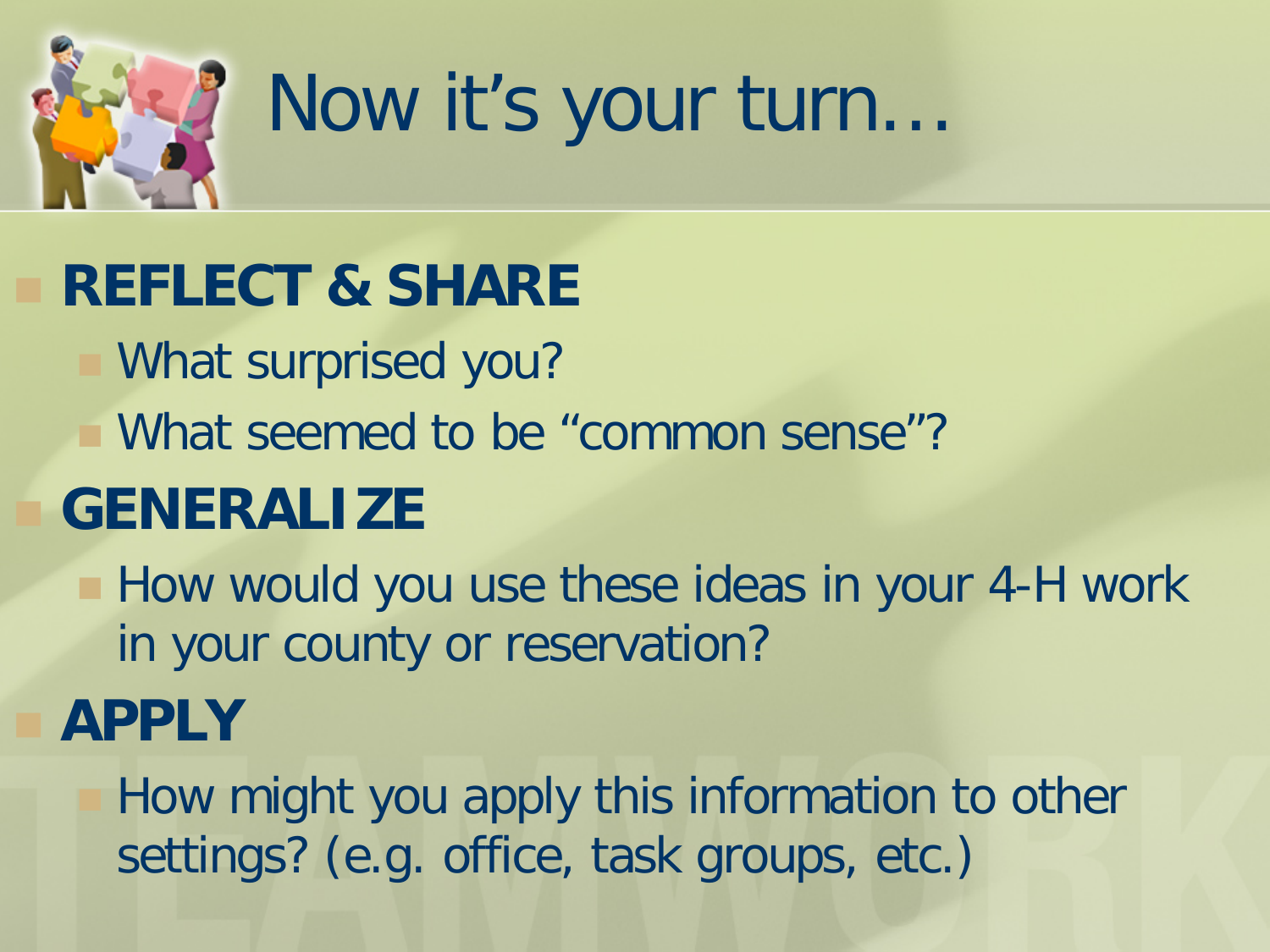# Now it's your turn…

- **REFLECT & SHARE**
  - What surprised you?
  - What seemed to be "common sense"?
- **GENERALIZE**
  - How would you use these ideas in your 4-H work in your county or reservation?
- **APPLY**
  - How might you apply this information to other settings? (e.g. office, task groups, etc.)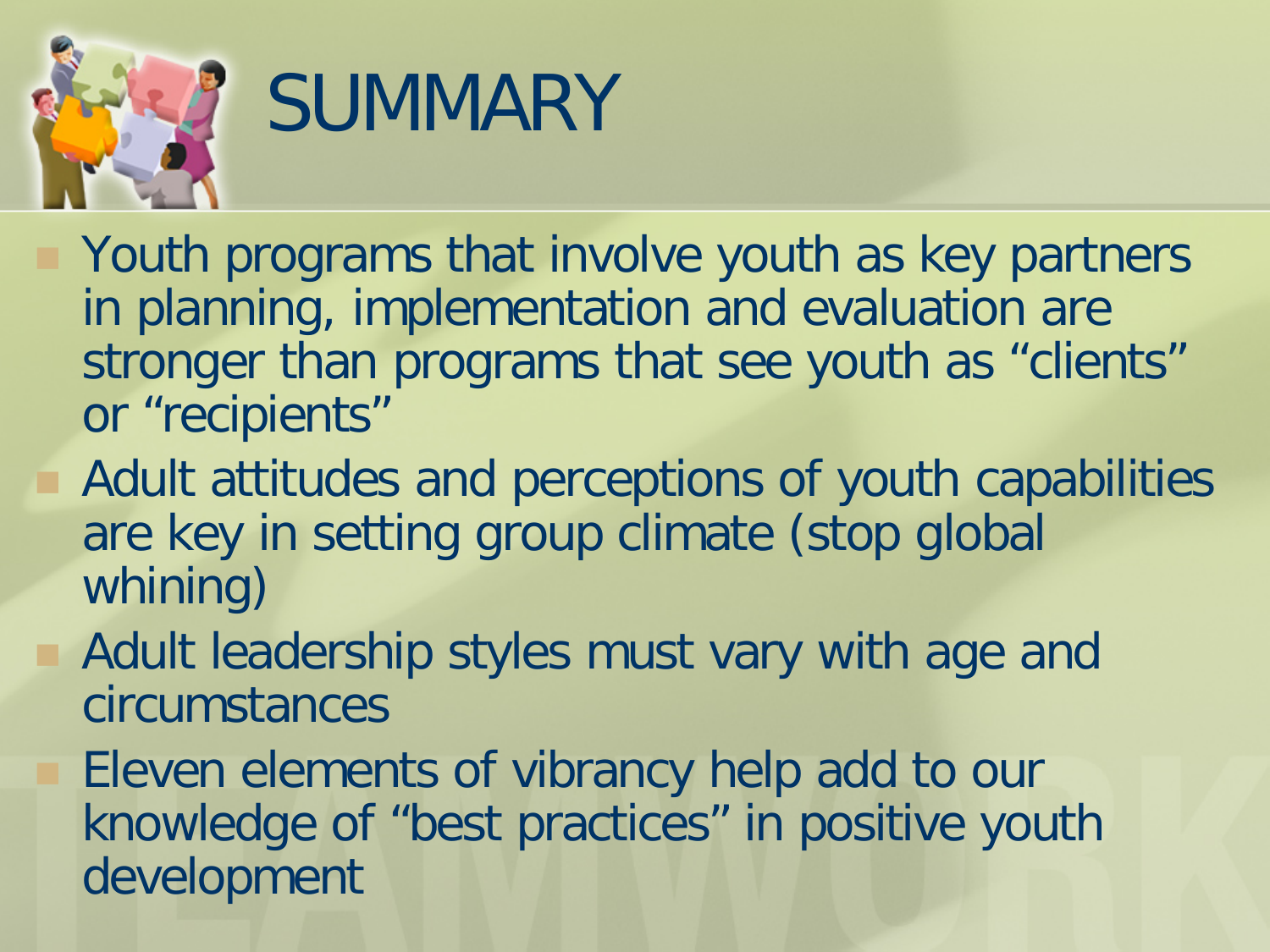# SUMMARY

- Youth programs that involve youth as key partners in planning, implementation and evaluation are stronger than programs that see youth as "clients" or "recipients"
- Adult attitudes and perceptions of youth capabilities are key in setting group climate (stop global whining)
- Adult leadership styles must vary with age and circumstances
- Eleven elements of vibrancy help add to our knowledge of "best practices" in positive youth development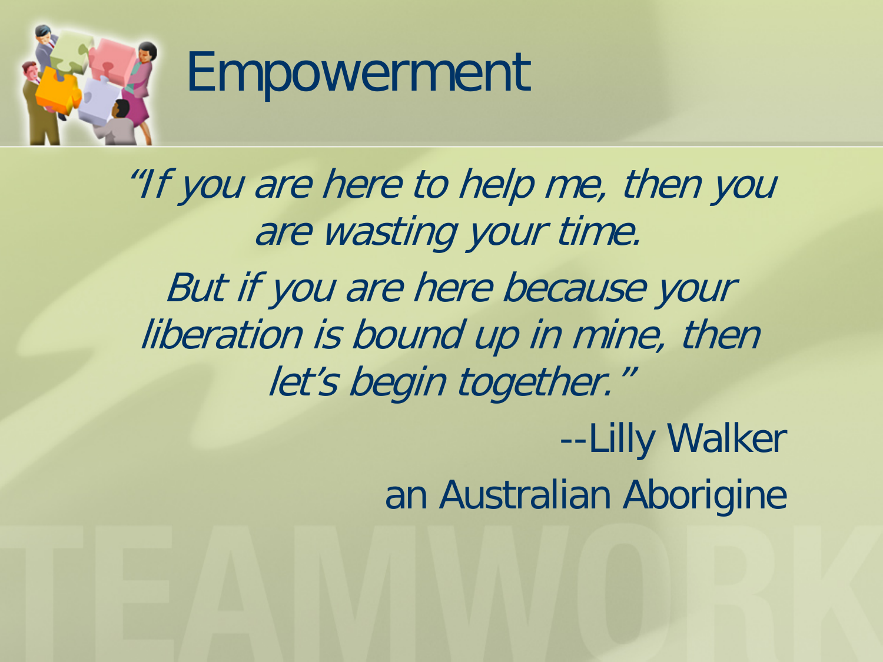# Empowerment

*"If you are here to help me, then you are wasting your time.*

*But if you are here because your liberation is bound up in mine, then let's begin together."*

--Lilly Walker

an Australian Aborigine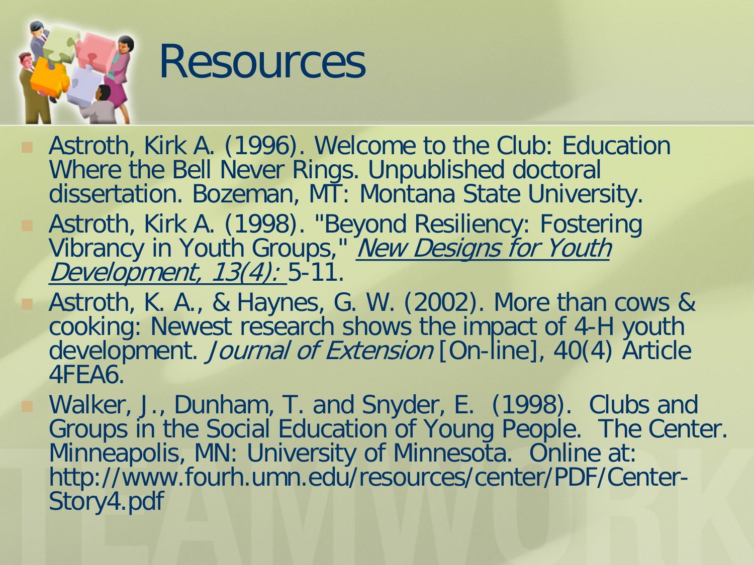# Resources

- Astroth, Kirk A. (1996). Welcome to the Club: Education Where the Bell Never Rings. Unpublished doctoral dissertation. Bozeman, MT: Montana State University.
- Astroth, Kirk A. (1998). "Beyond Resiliency: Fostering Vibrancy in Youth Groups," *New Designs for Youth Development, 13(4):* 5-11.
- Astroth, K. A., & Haynes, G. W. (2002). More than cows & cooking: Newest research shows the impact of 4-H youth development. *Journal of Extension* [On-line], 40(4) Article 4FEA6.
- Walker, J., Dunham, T. and Snyder, E. (1998). Clubs and Groups in the Social Education of Young People. The Center. Minneapolis, MN: University of Minnesota. Online at: http://www.fourh.umn.edu/resources/center/PDF/Center-Story4.pdf